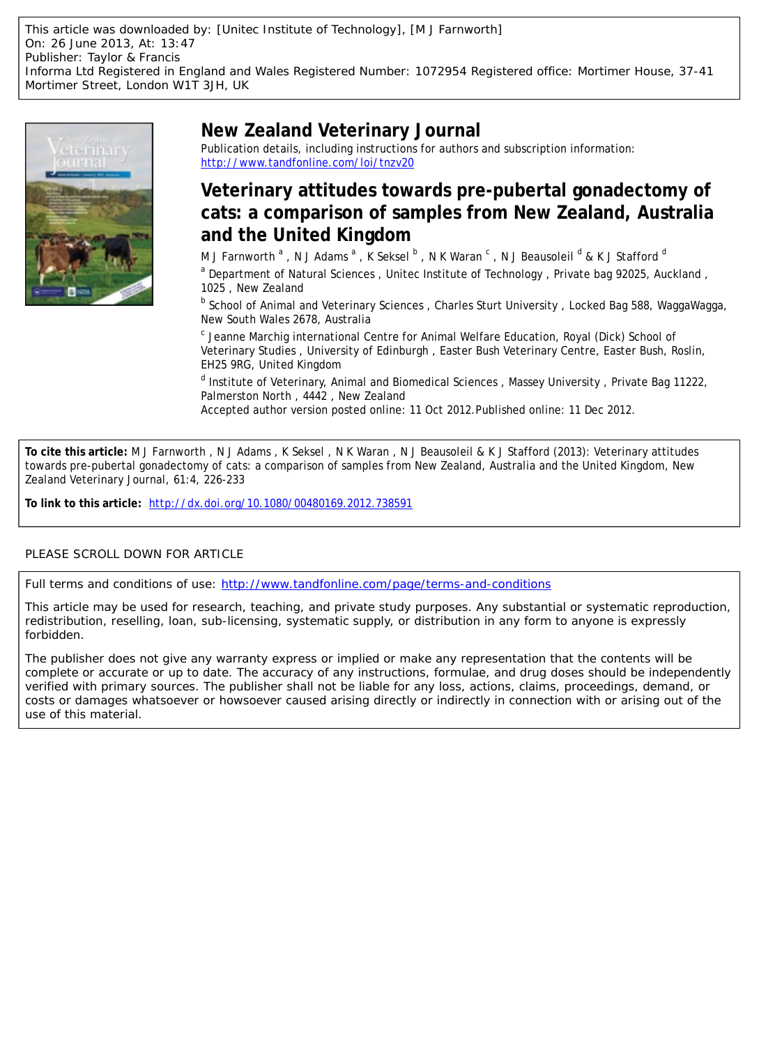This article was downloaded by: [Unitec Institute of Technology], [M J Farnworth]
On: 26 June 2013, At: 13:47
Publisher: Taylor & Francis
Informa Ltd Registered in England and Wales Registered Number: 1072954 Registered office: Mortimer House, 37-41 Mortimer Street, London W1T 3JH, UK

# New Zealand Veterinary Journal

Publication details, including instructions for authors and subscription information:
http://www.tandfonline.com/loi/tnzv20

## Veterinary attitudes towards pre-pubertal gonadectomy of cats: a comparison of samples from New Zealand, Australia and the United Kingdom

M J Farnworth [a] , N J Adams [a] , K Seksel [b] , N K Waran [c] , N J Beausoleil [d] & K J Stafford [d]

[a] Department of Natural Sciences , Unitec Institute of Technology , Private bag 92025, Auckland , 1025 , New Zealand

[b] School of Animal and Veterinary Sciences , Charles Sturt University , Locked Bag 588, WaggaWagga, New South Wales 2678, Australia

[c] Jeanne Marchig international Centre for Animal Welfare Education, Royal (Dick) School of Veterinary Studies , University of Edinburgh , Easter Bush Veterinary Centre, Easter Bush, Roslin, EH25 9RG, United Kingdom

[d] Institute of Veterinary, Animal and Biomedical Sciences , Massey University , Private Bag 11222, Palmerston North , 4442 , New Zealand

Accepted author version posted online: 11 Oct 2012.Published online: 11 Dec 2012.

**To cite this article:** M J Farnworth , N J Adams , K Seksel , N K Waran , N J Beausoleil & K J Stafford (2013): Veterinary attitudes towards pre-pubertal gonadectomy of cats: a comparison of samples from New Zealand, Australia and the United Kingdom, New Zealand Veterinary Journal, 61:4, 226-233

**To link to this article:** http://dx.doi.org/10.1080/00480169.2012.738591

PLEASE SCROLL DOWN FOR ARTICLE

Full terms and conditions of use: http://www.tandfonline.com/page/terms-and-conditions

This article may be used for research, teaching, and private study purposes. Any substantial or systematic reproduction, redistribution, reselling, loan, sub-licensing, systematic supply, or distribution in any form to anyone is expressly forbidden.

The publisher does not give any warranty express or implied or make any representation that the contents will be complete or accurate or up to date. The accuracy of any instructions, formulae, and drug doses should be independently verified with primary sources. The publisher shall not be liable for any loss, actions, claims, proceedings, demand, or costs or damages whatsoever or howsoever caused arising directly or indirectly in connection with or arising out of the use of this material.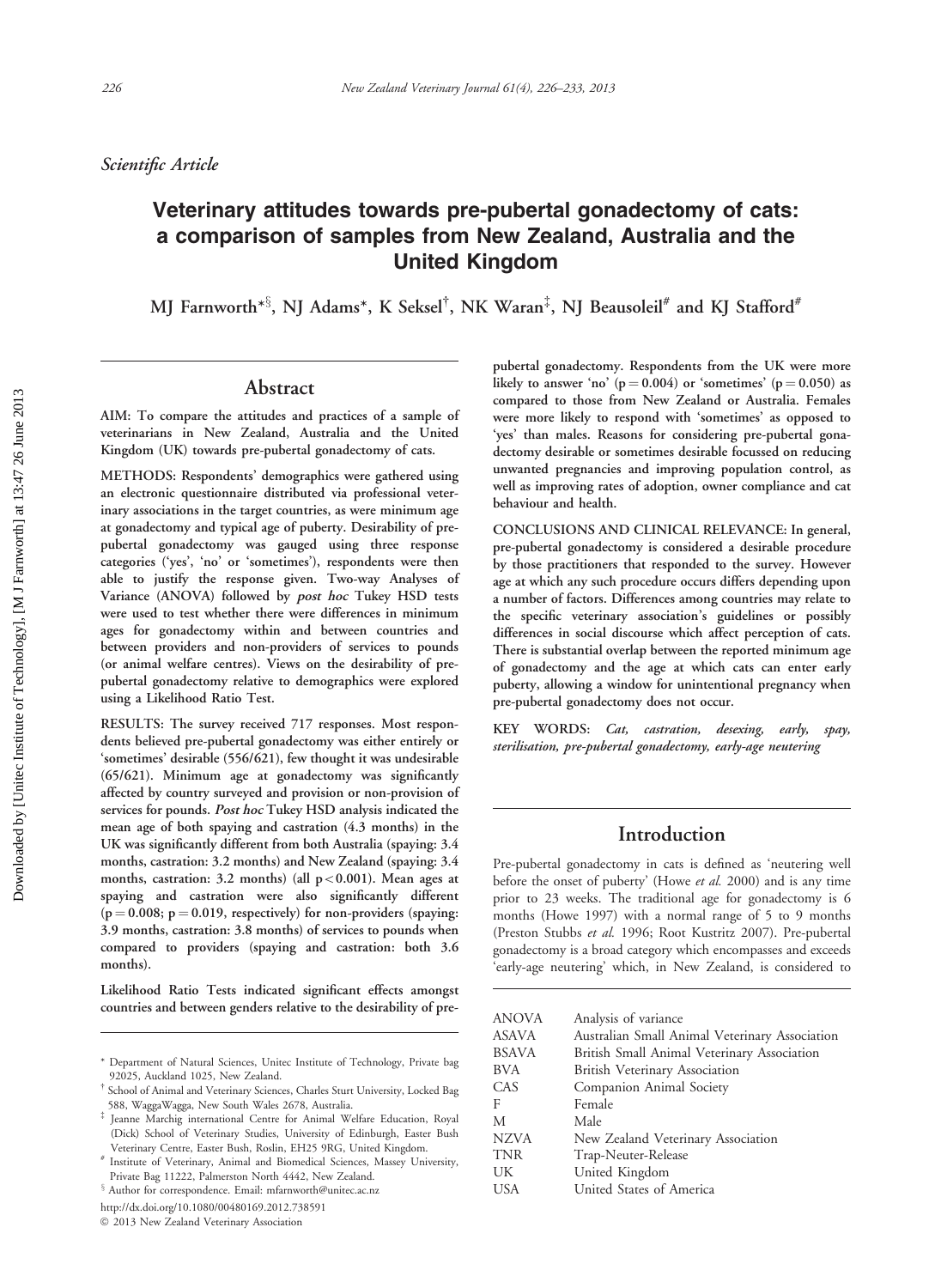*Scientific Article*

# Veterinary attitudes towards pre-pubertal gonadectomy of cats: a comparison of samples from New Zealand, Australia and the United Kingdom

MJ Farnworth*[§], NJ Adams*, K Seksel[†], NK Waran[‡], NJ Beausoleil[#] and KJ Stafford[#]

## Abstract

**AIM: To compare the attitudes and practices of a sample of veterinarians in New Zealand, Australia and the United Kingdom (UK) towards pre-pubertal gonadectomy of cats.**

**METHODS: Respondents' demographics were gathered using an electronic questionnaire distributed via professional veterinary associations in the target countries, as were minimum age at gonadectomy and typical age of puberty. Desirability of pre-pubertal gonadectomy was gauged using three response categories ('yes', 'no' or 'sometimes'), respondents were then able to justify the response given. Two-way Analyses of Variance (ANOVA) followed by *post hoc* Tukey HSD tests were used to test whether there were differences in minimum ages for gonadectomy within and between countries and between providers and non-providers of services to pounds (or animal welfare centres). Views on the desirability of pre-pubertal gonadectomy relative to demographics were explored using a Likelihood Ratio Test.**

**RESULTS: The survey received 717 responses. Most respondents believed pre-pubertal gonadectomy was either entirely or 'sometimes' desirable (556/621), few thought it was undesirable (65/621). Minimum age at gonadectomy was significantly affected by country surveyed and provision or non-provision of services for pounds. *Post hoc* Tukey HSD analysis indicated the mean age of both spaying and castration (4.3 months) in the UK was significantly different from both Australia (spaying: 3.4 months, castration: 3.2 months) and New Zealand (spaying: 3.4 months, castration: 3.2 months) (all $p<0.001$). Mean ages at spaying and castration were also significantly different ($p=0.008$; $p=0.019$, respectively) for non-providers (spaying: 3.9 months, castration: 3.8 months) of services to pounds when compared to providers (spaying and castration: both 3.6 months).**

**Likelihood Ratio Tests indicated significant effects amongst countries and between genders relative to the desirability of pre-pubertal gonadectomy. Respondents from the UK were more likely to answer 'no' ($p=0.004$) or 'sometimes' ($p=0.050$) as compared to those from New Zealand or Australia. Females were more likely to respond with 'sometimes' as opposed to 'yes' than males. Reasons for considering pre-pubertal gonadectomy desirable or sometimes desirable focussed on reducing unwanted pregnancies and improving population control, as well as improving rates of adoption, owner compliance and cat behaviour and health.**

**CONCLUSIONS AND CLINICAL RELEVANCE: In general, pre-pubertal gonadectomy is considered a desirable procedure by those practitioners that responded to the survey. However age at which any such procedure occurs differs depending upon a number of factors. Differences among countries may relate to the specific veterinary association's guidelines or possibly differences in social discourse which affect perception of cats. There is substantial overlap between the reported minimum age of gonadectomy and the age at which cats can enter early puberty, allowing a window for unintentional pregnancy when pre-pubertal gonadectomy does not occur.**

**KEY WORDS:** *Cat, castration, desexing, early, spay, sterilisation, pre-pubertal gonadectomy, early-age neutering*

## Introduction

Pre-pubertal gonadectomy in cats is defined as 'neutering well before the onset of puberty' (Howe *et al.* 2000) and is any time prior to 23 weeks. The traditional age for gonadectomy is 6 months (Howe 1997) with a normal range of 5 to 9 months (Preston Stubbs *et al.* 1996; Root Kustritz 2007). Pre-pubertal gonadectomy is a broad category which encompasses and exceeds 'early-age neutering' which, in New Zealand, is considered to

| | |
|---|---|
| ANOVA | Analysis of variance |
| ASAVA | Australian Small Animal Veterinary Association |
| BSAVA | British Small Animal Veterinary Association |
| BVA | British Veterinary Association |
| CAS | Companion Animal Society |
| F | Female |
| M | Male |
| NZVA | New Zealand Veterinary Association |
| TNR | Trap-Neuter-Release |
| UK | United Kingdom |
| USA | United States of America |

\* Department of Natural Sciences, Unitec Institute of Technology, Private bag 92025, Auckland 1025, New Zealand.

[†] School of Animal and Veterinary Sciences, Charles Sturt University, Locked Bag 588, WaggaWagga, New South Wales 2678, Australia.

[‡] Jeanne Marchig international Centre for Animal Welfare Education, Royal (Dick) School of Veterinary Studies, University of Edinburgh, Easter Bush Veterinary Centre, Easter Bush, Roslin, EH25 9RG, United Kingdom.

[#] Institute of Veterinary, Animal and Biomedical Sciences, Massey University, Private Bag 11222, Palmerston North 4442, New Zealand.

[§] Author for correspondence. Email: mfarnworth@unitec.ac.nz

http://dx.doi.org/10.1080/00480169.2012.738591

© 2013 New Zealand Veterinary Association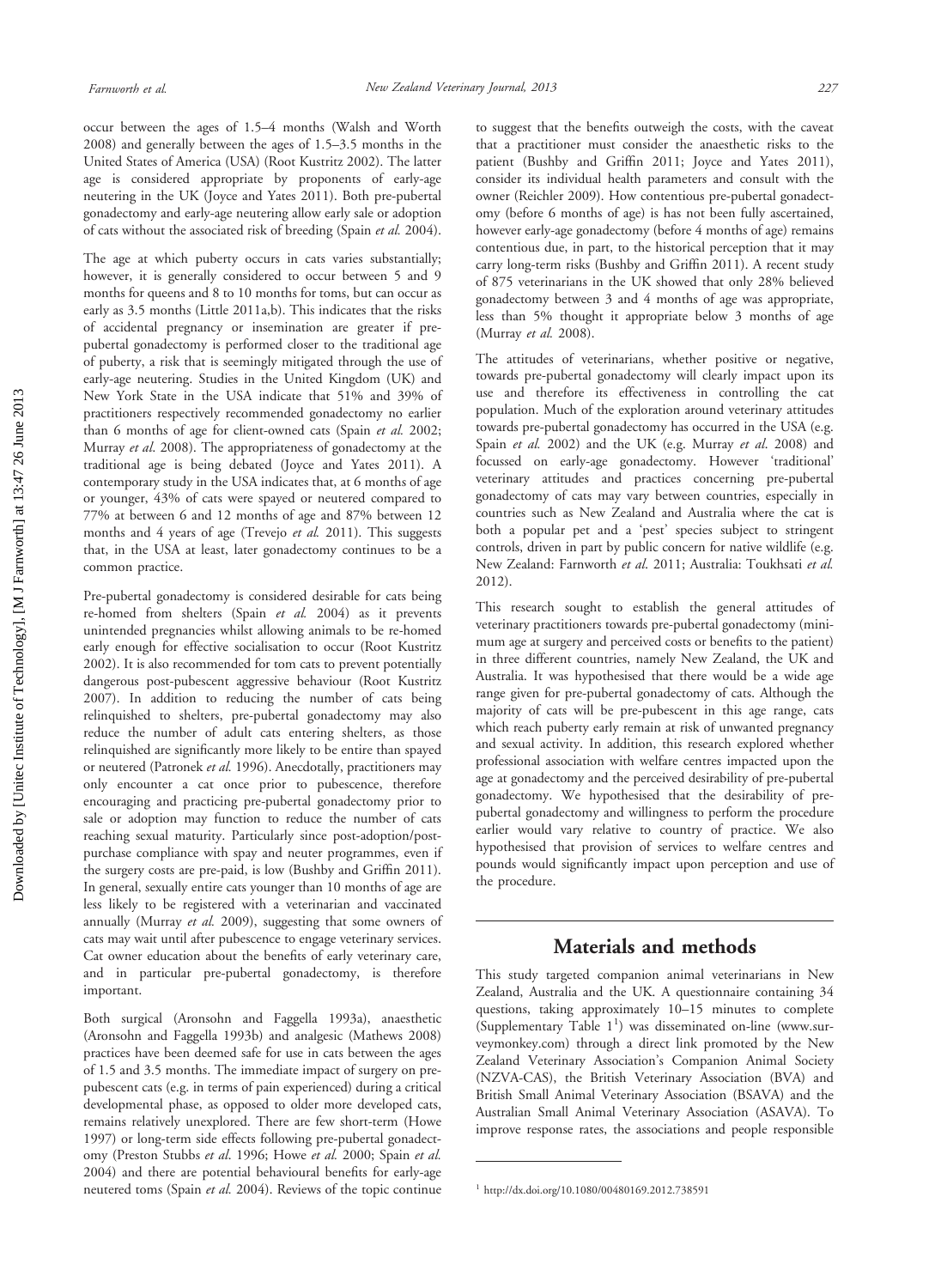occur between the ages of 1.5–4 months (Walsh and Worth 2008) and generally between the ages of 1.5–3.5 months in the United States of America (USA) (Root Kustritz 2002). The latter age is considered appropriate by proponents of early-age neutering in the UK (Joyce and Yates 2011). Both pre-pubertal gonadectomy and early-age neutering allow early sale or adoption of cats without the associated risk of breeding (Spain *et al.* 2004).

The age at which puberty occurs in cats varies substantially; however, it is generally considered to occur between 5 and 9 months for queens and 8 to 10 months for toms, but can occur as early as 3.5 months (Little 2011a,b). This indicates that the risks of accidental pregnancy or insemination are greater if pre-pubertal gonadectomy is performed closer to the traditional age of puberty, a risk that is seemingly mitigated through the use of early-age neutering. Studies in the United Kingdom (UK) and New York State in the USA indicate that 51% and 39% of practitioners respectively recommended gonadectomy no earlier than 6 months of age for client-owned cats (Spain *et al.* 2002; Murray *et al*. 2008). The appropriateness of gonadectomy at the traditional age is being debated (Joyce and Yates 2011). A contemporary study in the USA indicates that, at 6 months of age or younger, 43% of cats were spayed or neutered compared to 77% at between 6 and 12 months of age and 87% between 12 months and 4 years of age (Trevejo *et al.* 2011). This suggests that, in the USA at least, later gonadectomy continues to be a common practice.

Pre-pubertal gonadectomy is considered desirable for cats being re-homed from shelters (Spain *et al.* 2004) as it prevents unintended pregnancies whilst allowing animals to be re-homed early enough for effective socialisation to occur (Root Kustritz 2002). It is also recommended for tom cats to prevent potentially dangerous post-pubescent aggressive behaviour (Root Kustritz 2007). In addition to reducing the number of cats being relinquished to shelters, pre-pubertal gonadectomy may also reduce the number of adult cats entering shelters, as those relinquished are significantly more likely to be entire than spayed or neutered (Patronek *et al.* 1996). Anecdotally, practitioners may only encounter a cat once prior to pubescence, therefore encouraging and practicing pre-pubertal gonadectomy prior to sale or adoption may function to reduce the number of cats reaching sexual maturity. Particularly since post-adoption/post-purchase compliance with spay and neuter programmes, even if the surgery costs are pre-paid, is low (Bushby and Griffin 2011). In general, sexually entire cats younger than 10 months of age are less likely to be registered with a veterinarian and vaccinated annually (Murray *et al.* 2009), suggesting that some owners of cats may wait until after pubescence to engage veterinary services. Cat owner education about the benefits of early veterinary care, and in particular pre-pubertal gonadectomy, is therefore important.

Both surgical (Aronsohn and Faggella 1993a), anaesthetic (Aronsohn and Faggella 1993b) and analgesic (Mathews 2008) practices have been deemed safe for use in cats between the ages of 1.5 and 3.5 months. The immediate impact of surgery on pre-pubescent cats (e.g. in terms of pain experienced) during a critical developmental phase, as opposed to older more developed cats, remains relatively unexplored. There are few short-term (Howe 1997) or long-term side effects following pre-pubertal gonadectomy (Preston Stubbs *et al*. 1996; Howe *et al.* 2000; Spain *et al.* 2004) and there are potential behavioural benefits for early-age neutered toms (Spain *et al.* 2004). Reviews of the topic continue to suggest that the benefits outweigh the costs, with the caveat that a practitioner must consider the anaesthetic risks to the patient (Bushby and Griffin 2011; Joyce and Yates 2011), consider its individual health parameters and consult with the owner (Reichler 2009). How contentious pre-pubertal gonadectomy (before 6 months of age) is has not been fully ascertained, however early-age gonadectomy (before 4 months of age) remains contentious due, in part, to the historical perception that it may carry long-term risks (Bushby and Griffin 2011). A recent study of 875 veterinarians in the UK showed that only 28% believed gonadectomy between 3 and 4 months of age was appropriate, less than 5% thought it appropriate below 3 months of age (Murray *et al.* 2008).

The attitudes of veterinarians, whether positive or negative, towards pre-pubertal gonadectomy will clearly impact upon its use and therefore its effectiveness in controlling the cat population. Much of the exploration around veterinary attitudes towards pre-pubertal gonadectomy has occurred in the USA (e.g. Spain *et al.* 2002) and the UK (e.g. Murray *et al*. 2008) and focussed on early-age gonadectomy. However 'traditional' veterinary attitudes and practices concerning pre-pubertal gonadectomy of cats may vary between countries, especially in countries such as New Zealand and Australia where the cat is both a popular pet and a 'pest' species subject to stringent controls, driven in part by public concern for native wildlife (e.g. New Zealand: Farnworth *et al*. 2011; Australia: Toukhsati *et al.* 2012).

This research sought to establish the general attitudes of veterinary practitioners towards pre-pubertal gonadectomy (minimum age at surgery and perceived costs or benefits to the patient) in three different countries, namely New Zealand, the UK and Australia. It was hypothesised that there would be a wide age range given for pre-pubertal gonadectomy of cats. Although the majority of cats will be pre-pubescent in this age range, cats which reach puberty early remain at risk of unwanted pregnancy and sexual activity. In addition, this research explored whether professional association with welfare centres impacted upon the age at gonadectomy and the perceived desirability of pre-pubertal gonadectomy. We hypothesised that the desirability of pre-pubertal gonadectomy and willingness to perform the procedure earlier would vary relative to country of practice. We also hypothesised that provision of services to welfare centres and pounds would significantly impact upon perception and use of the procedure.

## Materials and methods

This study targeted companion animal veterinarians in New Zealand, Australia and the UK. A questionnaire containing 34 questions, taking approximately 10–15 minutes to complete (Supplementary Table 1[1]) was disseminated on-line (www.surveymonkey.com) through a direct link promoted by the New Zealand Veterinary Association's Companion Animal Society (NZVA-CAS), the British Veterinary Association (BVA) and British Small Animal Veterinary Association (BSAVA) and the Australian Small Animal Veterinary Association (ASAVA). To improve response rates, the associations and people responsible

[1] http://dx.doi.org/10.1080/00480169.2012.738591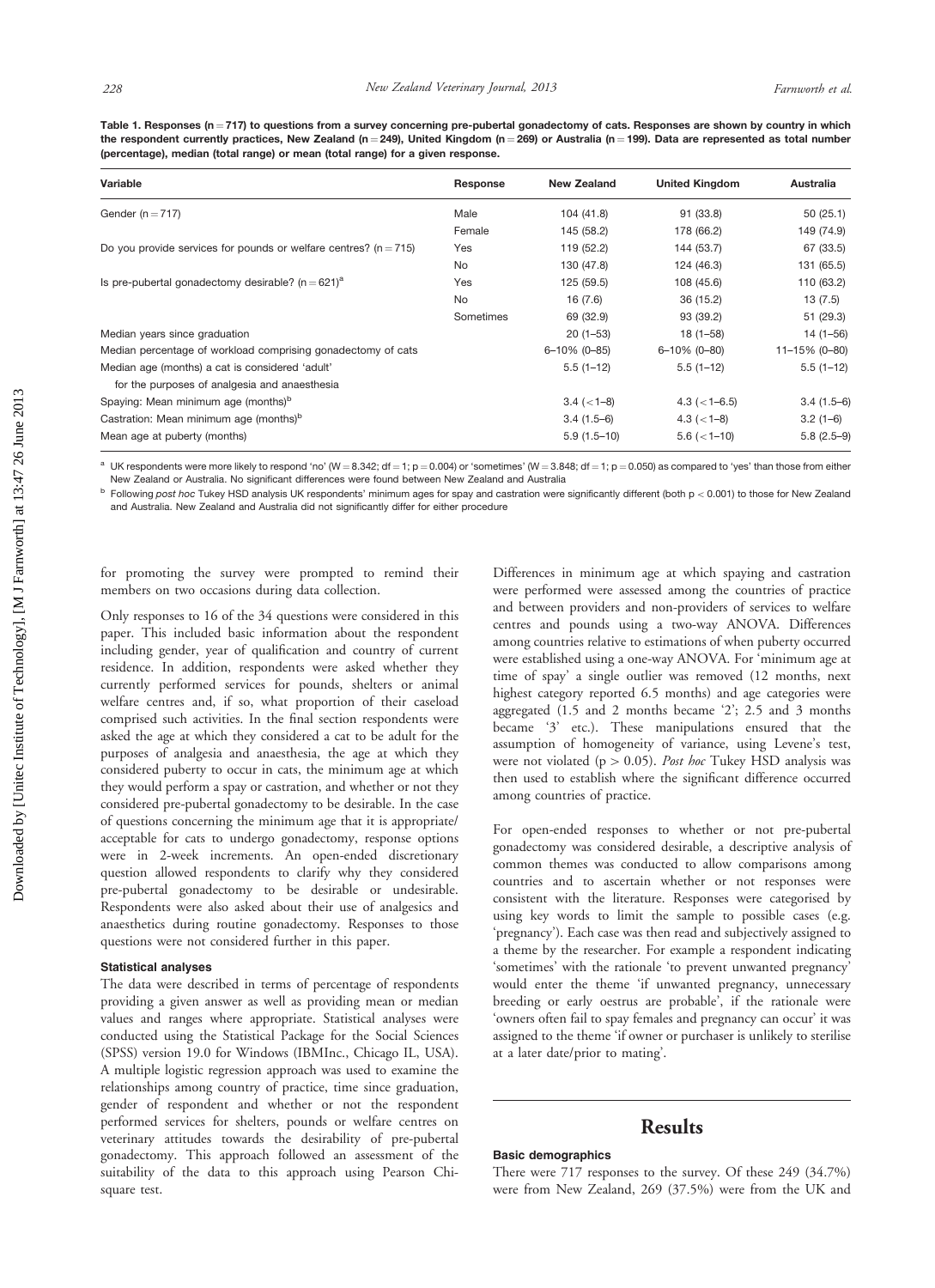**Table 1.** Responses (n = 717) to questions from a survey concerning pre-pubertal gonadectomy of cats. Responses are shown by country in which the respondent currently practices, New Zealand (n = 249), United Kingdom (n = 269) or Australia (n = 199). Data are represented as total number (percentage), median (total range) or mean (total range) for a given response.

| Variable | Response | New Zealand | United Kingdom | Australia |
|---|---|---|---|---|
| Gender (n = 717) | Male | 104 (41.8) | 91 (33.8) | 50 (25.1) |
| | Female | 145 (58.2) | 178 (66.2) | 149 (74.9) |
| Do you provide services for pounds or welfare centres? (n = 715) | Yes | 119 (52.2) | 144 (53.7) | 67 (33.5) |
| | No | 130 (47.8) | 124 (46.3) | 131 (65.5) |
| Is pre-pubertal gonadectomy desirable? (n = 621)[a] | Yes | 125 (59.5) | 108 (45.6) | 110 (63.2) |
| | No | 16 (7.6) | 36 (15.2) | 13 (7.5) |
| | Sometimes | 69 (32.9) | 93 (39.2) | 51 (29.3) |
| Median years since graduation | | 20 (1–53) | 18 (1–58) | 14 (1–56) |
| Median percentage of workload comprising gonadectomy of cats | | 6–10% (0–85) | 6–10% (0–80) | 11–15% (0–80) |
| Median age (months) a cat is considered 'adult' for the purposes of analgesia and anaesthesia | | 5.5 (1–12) | 5.5 (1–12) | 5.5 (1–12) |
| Spaying: Mean minimum age (months)[b] | | 3.4 (<1–8) | 4.3 (<1–6.5) | 3.4 (1.5–6) |
| Castration: Mean minimum age (months)[b] | | 3.4 (1.5–6) | 4.3 (<1–8) | 3.2 (1–6) |
| Mean age at puberty (months) | | 5.9 (1.5–10) | 5.6 (<1–10) | 5.8 (2.5–9) |

[a] UK respondents were more likely to respond 'no' (W = 8.342; df = 1; p = 0.004) or 'sometimes' (W = 3.848; df = 1; p = 0.050) as compared to 'yes' than those from either New Zealand or Australia. No significant differences were found between New Zealand and Australia

[b] Following *post hoc* Tukey HSD analysis UK respondents' minimum ages for spay and castration were significantly different (both $p < 0.001$) to those for New Zealand and Australia. New Zealand and Australia did not significantly differ for either procedure

for promoting the survey were prompted to remind their members on two occasions during data collection.

Only responses to 16 of the 34 questions were considered in this paper. This included basic information about the respondent including gender, year of qualification and country of current residence. In addition, respondents were asked whether they currently performed services for pounds, shelters or animal welfare centres and, if so, what proportion of their caseload comprised such activities. In the final section respondents were asked the age at which they considered a cat to be adult for the purposes of analgesia and anaesthesia, the age at which they considered puberty to occur in cats, the minimum age at which they would perform a spay or castration, and whether or not they considered pre-pubertal gonadectomy to be desirable. In the case of questions concerning the minimum age that it is appropriate/acceptable for cats to undergo gonadectomy, response options were in 2-week increments. An open-ended discretionary question allowed respondents to clarify why they considered pre-pubertal gonadectomy to be desirable or undesirable. Respondents were also asked about their use of analgesics and anaesthetics during routine gonadectomy. Responses to those questions were not considered further in this paper.

### Statistical analyses

The data were described in terms of percentage of respondents providing a given answer as well as providing mean or median values and ranges where appropriate. Statistical analyses were conducted using the Statistical Package for the Social Sciences (SPSS) version 19.0 for Windows (IBMInc., Chicago IL, USA). A multiple logistic regression approach was used to examine the relationships among country of practice, time since graduation, gender of respondent and whether or not the respondent performed services for shelters, pounds or welfare centres on veterinary attitudes towards the desirability of pre-pubertal gonadectomy. This approach followed an assessment of the suitability of the data to this approach using Pearson Chi-square test.

Differences in minimum age at which spaying and castration were performed were assessed among the countries of practice and between providers and non-providers of services to welfare centres and pounds using a two-way ANOVA. Differences among countries relative to estimations of when puberty occurred were established using a one-way ANOVA. For 'minimum age at time of spay' a single outlier was removed (12 months, next highest category reported 6.5 months) and age categories were aggregated (1.5 and 2 months became '2'; 2.5 and 3 months became '3' etc.). These manipulations ensured that the assumption of homogeneity of variance, using Levene's test, were not violated ($p > 0.05$). *Post hoc* Tukey HSD analysis was then used to establish where the significant difference occurred among countries of practice.

For open-ended responses to whether or not pre-pubertal gonadectomy was considered desirable, a descriptive analysis of common themes was conducted to allow comparisons among countries and to ascertain whether or not responses were consistent with the literature. Responses were categorised by using key words to limit the sample to possible cases (e.g. 'pregnancy'). Each case was then read and subjectively assigned to a theme by the researcher. For example a respondent indicating 'sometimes' with the rationale 'to prevent unwanted pregnancy' would enter the theme 'if unwanted pregnancy, unnecessary breeding or early oestrus are probable', if the rationale were 'owners often fail to spay females and pregnancy can occur' it was assigned to the theme 'if owner or purchaser is unlikely to sterilise at a later date/prior to mating'.

## Results

### Basic demographics

There were 717 responses to the survey. Of these 249 (34.7%) were from New Zealand, 269 (37.5%) were from the UK and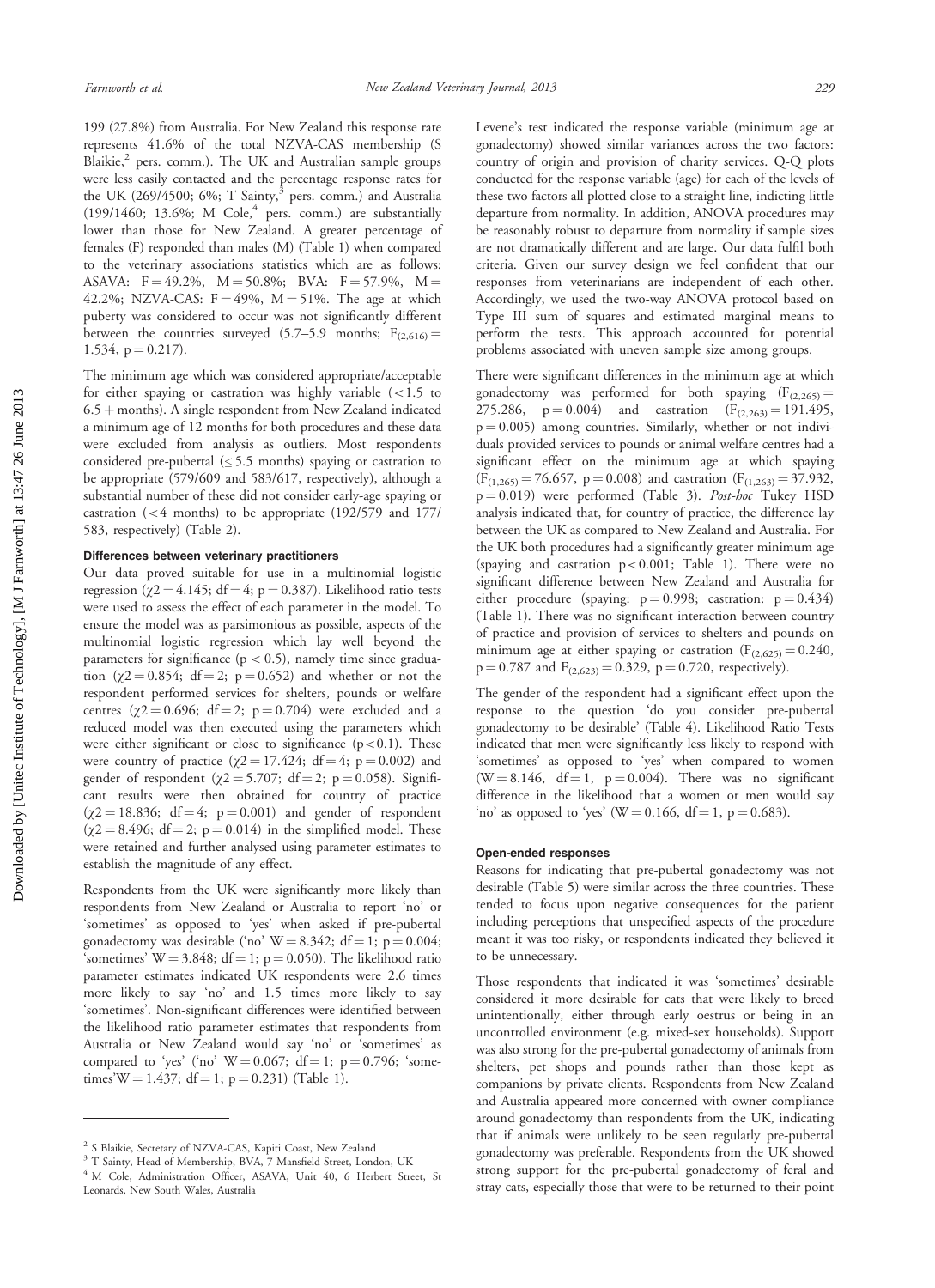199 (27.8%) from Australia. For New Zealand this response rate represents 41.6% of the total NZVA-CAS membership (S Blaikie,[2] pers. comm.). The UK and Australian sample groups were less easily contacted and the percentage response rates for the UK (269/4500; 6%; T Sainty,[3] pers. comm.) and Australia (199/1460; 13.6%; M Cole,[4] pers. comm.) are substantially lower than those for New Zealand. A greater percentage of females (F) responded than males (M) (Table 1) when compared to the veterinary associations statistics which are as follows: ASAVA: F = 49.2%, M = 50.8%; BVA: F = 57.9%, M = 42.2%; NZVA-CAS: F = 49%, M = 51%. The age at which puberty was considered to occur was not significantly different between the countries surveyed (5.7–5.9 months; $F_{(2,616)} = 1.534$, $p = 0.217$).

The minimum age which was considered appropriate/acceptable for either spaying or castration was highly variable (<1.5 to 6.5 + months). A single respondent from New Zealand indicated a minimum age of 12 months for both procedures and these data were excluded from analysis as outliers. Most respondents considered pre-pubertal (≤ 5.5 months) spaying or castration to be appropriate (579/609 and 583/617, respectively), although a substantial number of these did not consider early-age spaying or castration (<4 months) to be appropriate (192/579 and 177/583, respectively) (Table 2).

#### Differences between veterinary practitioners

Our data proved suitable for use in a multinomial logistic regression ($\chi2 = 4.145$; df = 4; $p = 0.387$). Likelihood ratio tests were used to assess the effect of each parameter in the model. To ensure the model was as parsimonious as possible, aspects of the multinomial logistic regression which lay well beyond the parameters for significance ($p < 0.5$), namely time since graduation ($\chi2 = 0.854$; df = 2; $p = 0.652$) and whether or not the respondent performed services for shelters, pounds or welfare centres ($\chi2 = 0.696$; df = 2; $p = 0.704$) were excluded and a reduced model was then executed using the parameters which were either significant or close to significance ($p < 0.1$). These were country of practice ($\chi2 = 17.424$; df = 4; $p = 0.002$) and gender of respondent ($\chi2 = 5.707$; df = 2; $p = 0.058$). Significant results were then obtained for country of practice ($\chi2 = 18.836$; df = 4; $p = 0.001$) and gender of respondent ($\chi2 = 8.496$; df = 2; $p = 0.014$) in the simplified model. These were retained and further analysed using parameter estimates to establish the magnitude of any effect.

Respondents from the UK were significantly more likely than respondents from New Zealand or Australia to report 'no' or 'sometimes' as opposed to 'yes' when asked if pre-pubertal gonadectomy was desirable ('no' W = 8.342; df = 1; $p = 0.004$; 'sometimes' W = 3.848; df = 1; $p = 0.050$). The likelihood ratio parameter estimates indicated UK respondents were 2.6 times more likely to say 'no' and 1.5 times more likely to say 'sometimes'. Non-significant differences were identified between the likelihood ratio parameter estimates that respondents from Australia or New Zealand would say 'no' or 'sometimes' as compared to 'yes' ('no' W = 0.067; df = 1; $p = 0.796$; 'sometimes' W = 1.437; df = 1; $p = 0.231$) (Table 1).

Levene's test indicated the response variable (minimum age at gonadectomy) showed similar variances across the two factors: country of origin and provision of charity services. Q-Q plots conducted for the response variable (age) for each of the levels of these two factors all plotted close to a straight line, indicting little departure from normality. In addition, ANOVA procedures may be reasonably robust to departure from normality if sample sizes are not dramatically different and are large. Our data fulfil both criteria. Given our survey design we feel confident that our responses from veterinarians are independent of each other. Accordingly, we used the two-way ANOVA protocol based on Type III sum of squares and estimated marginal means to perform the tests. This approach accounted for potential problems associated with uneven sample size among groups.

There were significant differences in the minimum age at which gonadectomy was performed for both spaying ($F_{(2,265)} = 275.286$, $p = 0.004$) and castration ($F_{(2,263)} = 191.495$, $p = 0.005$) among countries. Similarly, whether or not individuals provided services to pounds or animal welfare centres had a significant effect on the minimum age at which spaying ($F_{(1,265)} = 76.657$, $p = 0.008$) and castration ($F_{(1,263)} = 37.932$, $p = 0.019$) were performed (Table 3). *Post-hoc* Tukey HSD analysis indicated that, for country of practice, the difference lay between the UK as compared to New Zealand and Australia. For the UK both procedures had a significantly greater minimum age (spaying and castration $p < 0.001$; Table 1). There were no significant difference between New Zealand and Australia for either procedure (spaying: $p = 0.998$; castration: $p = 0.434$) (Table 1). There was no significant interaction between country of practice and provision of services to shelters and pounds on minimum age at either spaying or castration ($F_{(2,625)} = 0.240$, $p = 0.787$ and $F_{(2,623)} = 0.329$, $p = 0.720$, respectively).

The gender of the respondent had a significant effect upon the response to the question 'do you consider pre-pubertal gonadectomy to be desirable' (Table 4). Likelihood Ratio Tests indicated that men were significantly less likely to respond with 'sometimes' as opposed to 'yes' when compared to women (W = 8.146, df = 1, $p = 0.004$). There was no significant difference in the likelihood that a women or men would say 'no' as opposed to 'yes' (W = 0.166, df = 1, $p = 0.683$).

#### Open-ended responses

Reasons for indicating that pre-pubertal gonadectomy was not desirable (Table 5) were similar across the three countries. These tended to focus upon negative consequences for the patient including perceptions that unspecified aspects of the procedure meant it was too risky, or respondents indicated they believed it to be unnecessary.

Those respondents that indicated it was 'sometimes' desirable considered it more desirable for cats that were likely to breed unintentionally, either through early oestrus or being in an uncontrolled environment (e.g. mixed-sex households). Support was also strong for the pre-pubertal gonadectomy of animals from shelters, pet shops and pounds rather than those kept as companions by private clients. Respondents from New Zealand and Australia appeared more concerned with owner compliance around gonadectomy than respondents from the UK, indicating that if animals were unlikely to be seen regularly pre-pubertal gonadectomy was preferable. Respondents from the UK showed strong support for the pre-pubertal gonadectomy of feral and stray cats, especially those that were to be returned to their point

---

[2] S Blaikie, Secretary of NZVA-CAS, Kapiti Coast, New Zealand

[3] T Sainty, Head of Membership, BVA, 7 Mansfield Street, London, UK

[4] M Cole, Administration Officer, ASAVA, Unit 40, 6 Herbert Street, St Leonards, New South Wales, Australia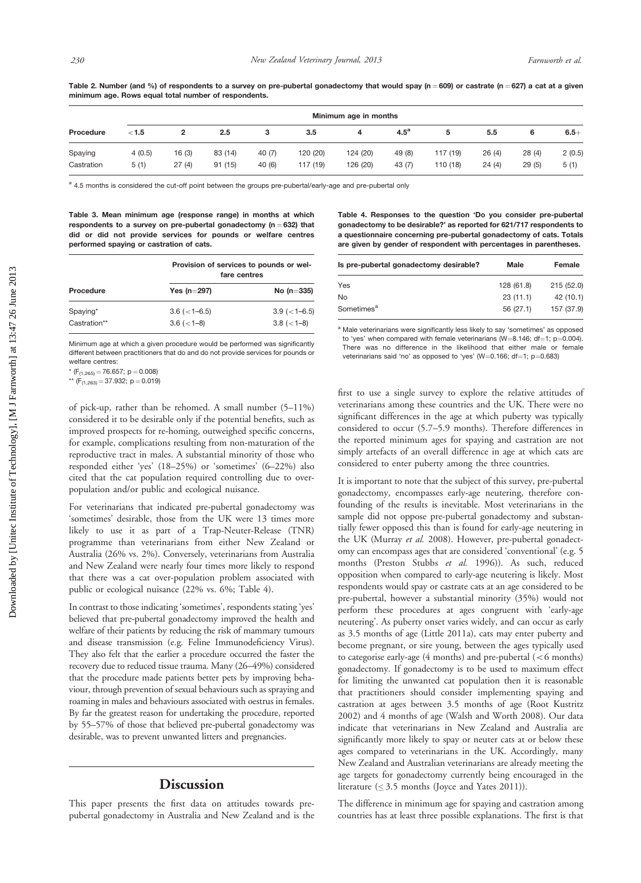Table 2. Number (and %) of respondents to a survey on pre-pubertal gonadectomy that would spay (n = 609) or castrate (n = 627) a cat at a given minimum age. Rows equal total number of respondents.

| Procedure | Minimum age in months | | | | | | | | | | |
|---|---|---|---|---|---|---|---|---|---|---|---|
| | <1.5 | 2 | 2.5 | 3 | 3.5 | 4 | 4.5[a] | 5 | 5.5 | 6 | 6.5+ |
| Spaying | 4 (0.5) | 16 (3) | 83 (14) | 40 (7) | 120 (20) | 124 (20) | 49 (8) | 117 (19) | 26 (4) | 28 (4) | 2 (0.5) |
| Castration | 5 (1) | 27 (4) | 91 (15) | 40 (6) | 117 (19) | 126 (20) | 43 (7) | 110 (18) | 24 (4) | 29 (5) | 5 (1) |

[a] 4.5 months is considered the cut-off point between the groups pre-pubertal/early-age and pre-pubertal only

Table 3. Mean minimum age (response range) in months at which respondents to a survey on pre-pubertal gonadectomy (n = 632) that did or did not provide services for pounds or welfare centres performed spaying or castration of cats.

| Procedure | Provision of services to pounds or welfare centres | |
|---|---|---|
| | Yes (n=297) | No (n=335) |
| Spaying* | 3.6 (<1–6.5) | 3.9 (<1–6.5) |
| Castration** | 3.6 (<1–8) | 3.8 (<1–8) |

Minimum age at which a given procedure would be performed was significantly different between practitioners that do and do not provide services for pounds or welfare centres:

* ($F_{(1,265)} = 76.657$; p = 0.008)

** ($F_{(1,263)} = 37.932$; p = 0.019)

Table 4. Responses to the question 'Do you consider pre-pubertal gonadectomy to be desirable?' as reported for 621/717 respondents to a questionnaire concerning pre-pubertal gonadectomy of cats. Totals are given by gender of respondent with percentages in parentheses.

| Is pre-pubertal gonadectomy desirable? | Male | Female |
|---|---|---|
| Yes | 128 (61.8) | 215 (52.0) |
| No | 23 (11.1) | 42 (10.1) |
| Sometimes[a] | 56 (27.1) | 157 (37.9) |

[a] Male veterinarians were significantly less likely to say 'sometimes' as opposed to 'yes' when compared with female veterinarians (W=8.146; df=1; p=0.004). There was no difference in the likelihood that either male or female veterinarians said 'no' as opposed to 'yes' (W=0.166; df=1; p=0.683)

of pick-up, rather than be rehomed. A small number (5–11%) considered it to be desirable only if the potential benefits, such as improved prospects for re-homing, outweighed specific concerns, for example, complications resulting from non-maturation of the reproductive tract in males. A substantial minority of those who responded either 'yes' (18–25%) or 'sometimes' (6–22%) also cited that the cat population required controlling due to over-population and/or public and ecological nuisance.

For veterinarians that indicated pre-pubertal gonadectomy was 'sometimes' desirable, those from the UK were 13 times more likely to use it as part of a Trap-Neuter-Release (TNR) programme than veterinarians from either New Zealand or Australia (26% vs. 2%). Conversely, veterinarians from Australia and New Zealand were nearly four times more likely to respond that there was a cat over-population problem associated with public or ecological nuisance (22% vs. 6%; Table 4).

In contrast to those indicating 'sometimes', respondents stating 'yes' believed that pre-pubertal gonadectomy improved the health and welfare of their patients by reducing the risk of mammary tumours and disease transmission (e.g. Feline Immunodeficiency Virus). They also felt that the earlier a procedure occurred the faster the recovery due to reduced tissue trauma. Many (26–49%) considered that the procedure made patients better pets by improving behaviour, through prevention of sexual behaviours such as spraying and roaming in males and behaviours associated with oestrus in females. By far the greatest reason for undertaking the procedure, reported by 55–57% of those that believed pre-pubertal gonadectomy was desirable, was to prevent unwanted litters and pregnancies.

## Discussion

This paper presents the first data on attitudes towards pre-pubertal gonadectomy in Australia and New Zealand and is the first to use a single survey to explore the relative attitudes of veterinarians among these countries and the UK. There were no significant differences in the age at which puberty was typically considered to occur (5.7–5.9 months). Therefore differences in the reported minimum ages for spaying and castration are not simply artefacts of an overall difference in age at which cats are considered to enter puberty among the three countries.

It is important to note that the subject of this survey, pre-pubertal gonadectomy, encompasses early-age neutering, therefore confounding of the results is inevitable. Most veterinarians in the sample did not oppose pre-pubertal gonadectomy and substantially fewer opposed this than is found for early-age neutering in the UK (Murray *et al.* 2008). However, pre-pubertal gonadectomy can encompass ages that are considered 'conventional' (e.g. 5 months (Preston Stubbs *et al.* 1996)). As such, reduced opposition when compared to early-age neutering is likely. Most respondents would spay or castrate cats at an age considered to be pre-pubertal, however a substantial minority (35%) would not perform these procedures at ages congruent with 'early-age neutering'. As puberty onset varies widely, and can occur as early as 3.5 months of age (Little 2011a), cats may enter puberty and become pregnant, or sire young, between the ages typically used to categorise early-age (4 months) and pre-pubertal (<6 months) gonadectomy. If gonadectomy is to be used to maximum effect for limiting the unwanted cat population then it is reasonable that practitioners should consider implementing spaying and castration at ages between 3.5 months of age (Root Kustritz 2002) and 4 months of age (Walsh and Worth 2008). Our data indicate that veterinarians in New Zealand and Australia are significantly more likely to spay or neuter cats at or below these ages compared to veterinarians in the UK. Accordingly, many New Zealand and Australian veterinarians are already meeting the age targets for gonadectomy currently being encouraged in the literature (≤ 3.5 months (Joyce and Yates 2011)).

The difference in minimum age for spaying and castration among countries has at least three possible explanations. The first is that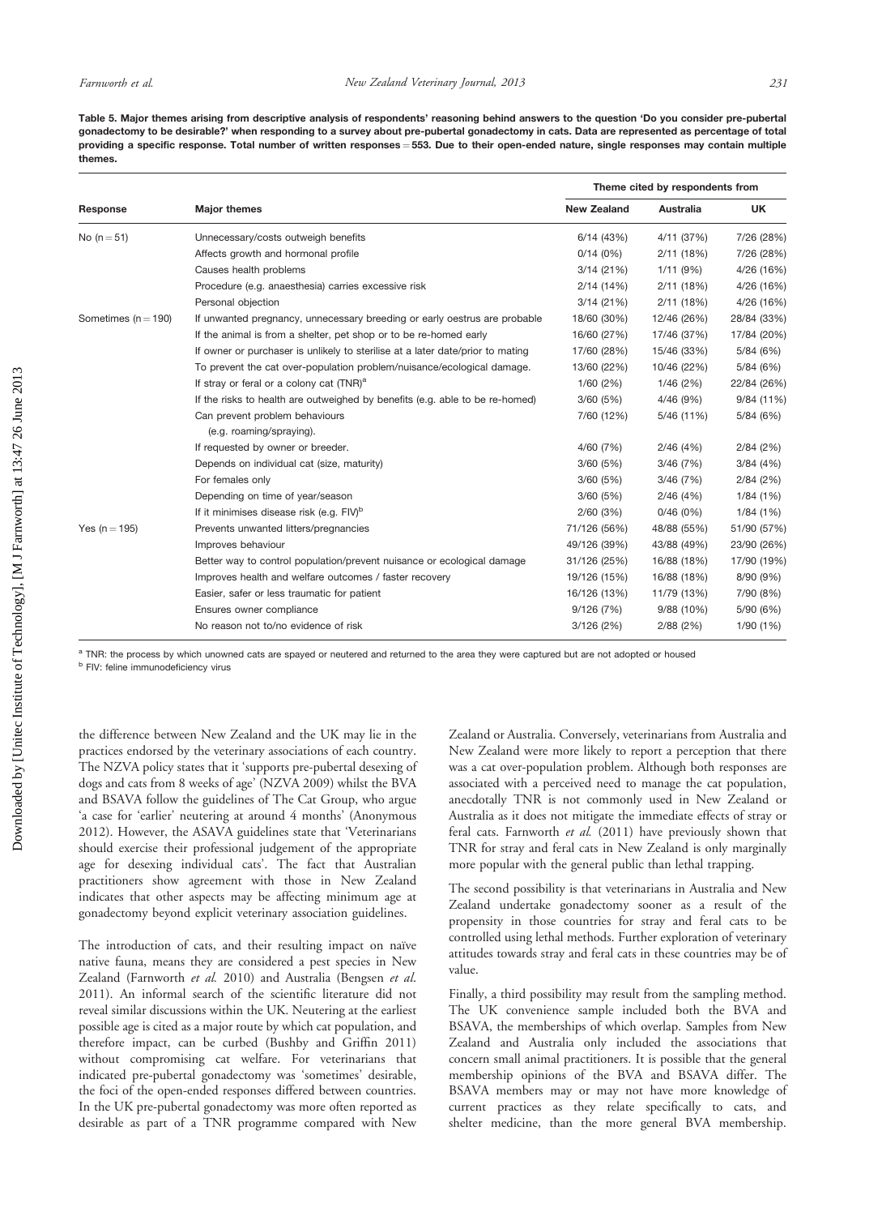**Table 5. Major themes arising from descriptive analysis of respondents' reasoning behind answers to the question 'Do you consider pre-pubertal gonadectomy to be desirable?' when responding to a survey about pre-pubertal gonadectomy in cats. Data are represented as percentage of total providing a specific response. Total number of written responses = 553. Due to their open-ended nature, single responses may contain multiple themes.**

| Response | Major themes | Theme cited by respondents from | | |
|---|---|---|---|---|
| | | New Zealand | Australia | UK |
| No (n = 51) | Unnecessary/costs outweigh benefits | 6/14 (43%) | 4/11 (37%) | 7/26 (28%) |
| | Affects growth and hormonal profile | 0/14 (0%) | 2/11 (18%) | 7/26 (28%) |
| | Causes health problems | 3/14 (21%) | 1/11 (9%) | 4/26 (16%) |
| | Procedure (e.g. anaesthesia) carries excessive risk | 2/14 (14%) | 2/11 (18%) | 4/26 (16%) |
| | Personal objection | 3/14 (21%) | 2/11 (18%) | 4/26 (16%) |
| Sometimes (n = 190) | If unwanted pregnancy, unnecessary breeding or early oestrus are probable | 18/60 (30%) | 12/46 (26%) | 28/84 (33%) |
| | If the animal is from a shelter, pet shop or to be re-homed early | 16/60 (27%) | 17/46 (37%) | 17/84 (20%) |
| | If owner or purchaser is unlikely to sterilise at a later date/prior to mating | 17/60 (28%) | 15/46 (33%) | 5/84 (6%) |
| | To prevent the cat over-population problem/nuisance/ecological damage. | 13/60 (22%) | 10/46 (22%) | 5/84 (6%) |
| | If stray or feral or a colony cat (TNR)[a] | 1/60 (2%) | 1/46 (2%) | 22/84 (26%) |
| | If the risks to health are outweighed by benefits (e.g. able to be re-homed) | 3/60 (5%) | 4/46 (9%) | 9/84 (11%) |
| | Can prevent problem behaviours (e.g. roaming/spraying). | 7/60 (12%) | 5/46 (11%) | 5/84 (6%) |
| | If requested by owner or breeder. | 4/60 (7%) | 2/46 (4%) | 2/84 (2%) |
| | Depends on individual cat (size, maturity) | 3/60 (5%) | 3/46 (7%) | 3/84 (4%) |
| | For females only | 3/60 (5%) | 3/46 (7%) | 2/84 (2%) |
| | Depending on time of year/season | 3/60 (5%) | 2/46 (4%) | 1/84 (1%) |
| | If it minimises disease risk (e.g. FIV)[b] | 2/60 (3%) | 0/46 (0%) | 1/84 (1%) |
| Yes (n = 195) | Prevents unwanted litters/pregnancies | 71/126 (56%) | 48/88 (55%) | 51/90 (57%) |
| | Improves behaviour | 49/126 (39%) | 43/88 (49%) | 23/90 (26%) |
| | Better way to control population/prevent nuisance or ecological damage | 31/126 (25%) | 16/88 (18%) | 17/90 (19%) |
| | Improves health and welfare outcomes / faster recovery | 19/126 (15%) | 16/88 (18%) | 8/90 (9%) |
| | Easier, safer or less traumatic for patient | 16/126 (13%) | 11/79 (13%) | 7/90 (8%) |
| | Ensures owner compliance | 9/126 (7%) | 9/88 (10%) | 5/90 (6%) |
| | No reason not to/no evidence of risk | 3/126 (2%) | 2/88 (2%) | 1/90 (1%) |

[a] TNR: the process by which unowned cats are spayed or neutered and returned to the area they were captured but are not adopted or housed

[b] FIV: feline immunodeficiency virus

the difference between New Zealand and the UK may lie in the practices endorsed by the veterinary associations of each country. The NZVA policy states that it 'supports pre-pubertal desexing of dogs and cats from 8 weeks of age' (NZVA 2009) whilst the BVA and BSAVA follow the guidelines of The Cat Group, who argue 'a case for 'earlier' neutering at around 4 months' (Anonymous 2012). However, the ASAVA guidelines state that 'Veterinarians should exercise their professional judgement of the appropriate age for desexing individual cats'. The fact that Australian practitioners show agreement with those in New Zealand indicates that other aspects may be affecting minimum age at gonadectomy beyond explicit veterinary association guidelines.

The introduction of cats, and their resulting impact on naïve native fauna, means they are considered a pest species in New Zealand (Farnworth *et al.* 2010) and Australia (Bengsen *et al.* 2011). An informal search of the scientific literature did not reveal similar discussions within the UK. Neutering at the earliest possible age is cited as a major route by which cat population, and therefore impact, can be curbed (Bushby and Griffin 2011) without compromising cat welfare. For veterinarians that indicated pre-pubertal gonadectomy was 'sometimes' desirable, the foci of the open-ended responses differed between countries. In the UK pre-pubertal gonadectomy was more often reported as desirable as part of a TNR programme compared with New Zealand or Australia. Conversely, veterinarians from Australia and New Zealand were more likely to report a perception that there was a cat over-population problem. Although both responses are associated with a perceived need to manage the cat population, anecdotally TNR is not commonly used in New Zealand or Australia as it does not mitigate the immediate effects of stray or feral cats. Farnworth *et al.* (2011) have previously shown that TNR for stray and feral cats in New Zealand is only marginally more popular with the general public than lethal trapping.

The second possibility is that veterinarians in Australia and New Zealand undertake gonadectomy sooner as a result of the propensity in those countries for stray and feral cats to be controlled using lethal methods. Further exploration of veterinary attitudes towards stray and feral cats in these countries may be of value.

Finally, a third possibility may result from the sampling method. The UK convenience sample included both the BVA and BSAVA, the memberships of which overlap. Samples from New Zealand and Australia only included the associations that concern small animal practitioners. It is possible that the general membership opinions of the BVA and BSAVA differ. The BSAVA members may or may not have more knowledge of current practices as they relate specifically to cats, and shelter medicine, than the more general BVA membership.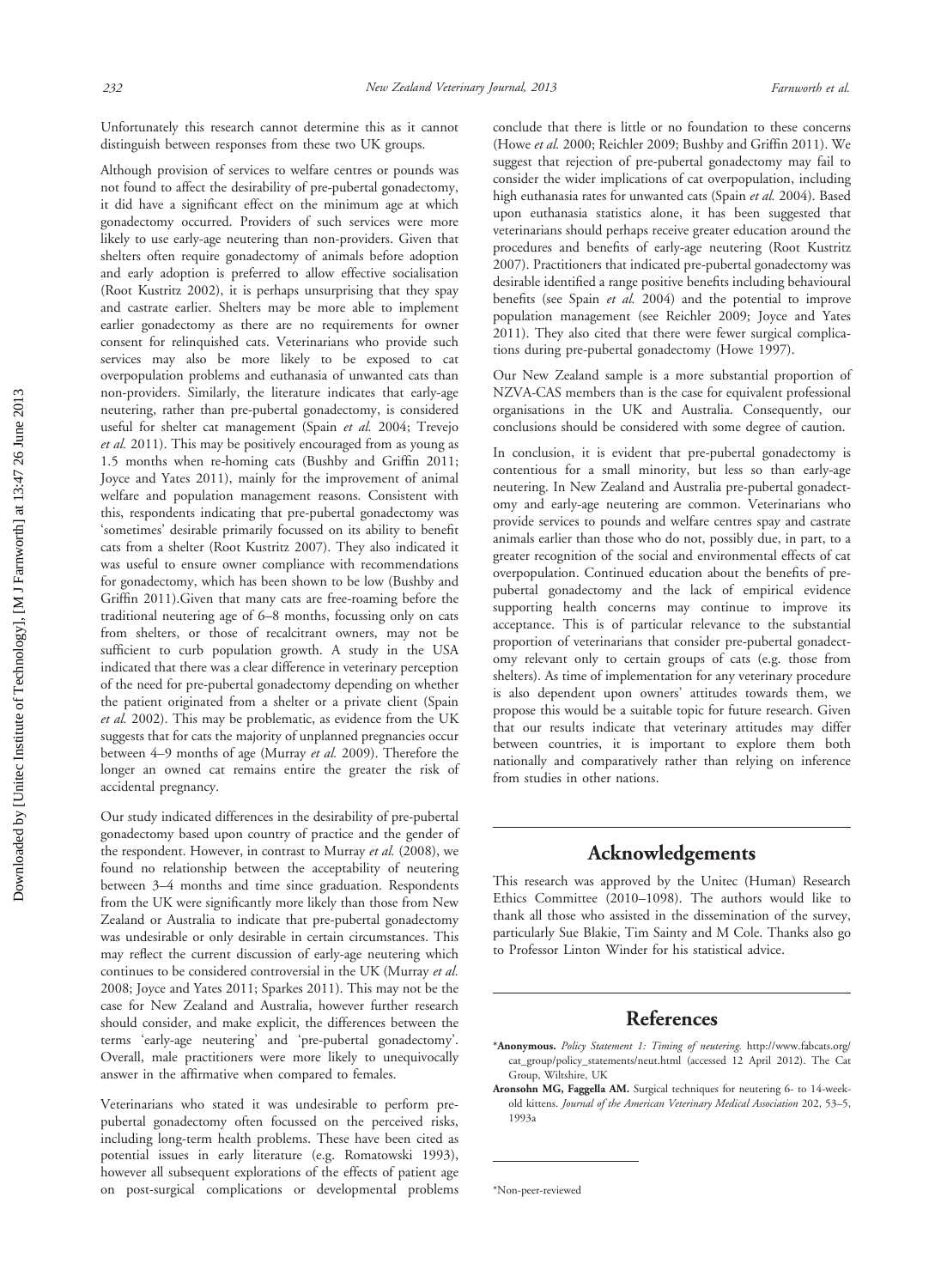Unfortunately this research cannot determine this as it cannot distinguish between responses from these two UK groups.

Although provision of services to welfare centres or pounds was not found to affect the desirability of pre-pubertal gonadectomy, it did have a significant effect on the minimum age at which gonadectomy occurred. Providers of such services were more likely to use early-age neutering than non-providers. Given that shelters often require gonadectomy of animals before adoption and early adoption is preferred to allow effective socialisation (Root Kustritz 2002), it is perhaps unsurprising that they spay and castrate earlier. Shelters may be more able to implement earlier gonadectomy as there are no requirements for owner consent for relinquished cats. Veterinarians who provide such services may also be more likely to be exposed to cat overpopulation problems and euthanasia of unwanted cats than non-providers. Similarly, the literature indicates that early-age neutering, rather than pre-pubertal gonadectomy, is considered useful for shelter cat management (Spain *et al.* 2004; Trevejo *et al.* 2011). This may be positively encouraged from as young as 1.5 months when re-homing cats (Bushby and Griffin 2011; Joyce and Yates 2011), mainly for the improvement of animal welfare and population management reasons. Consistent with this, respondents indicating that pre-pubertal gonadectomy was 'sometimes' desirable primarily focussed on its ability to benefit cats from a shelter (Root Kustritz 2007). They also indicated it was useful to ensure owner compliance with recommendations for gonadectomy, which has been shown to be low (Bushby and Griffin 2011).Given that many cats are free-roaming before the traditional neutering age of 6–8 months, focussing only on cats from shelters, or those of recalcitrant owners, may not be sufficient to curb population growth. A study in the USA indicated that there was a clear difference in veterinary perception of the need for pre-pubertal gonadectomy depending on whether the patient originated from a shelter or a private client (Spain *et al.* 2002). This may be problematic, as evidence from the UK suggests that for cats the majority of unplanned pregnancies occur between 4–9 months of age (Murray *et al.* 2009). Therefore the longer an owned cat remains entire the greater the risk of accidental pregnancy.

Our study indicated differences in the desirability of pre-pubertal gonadectomy based upon country of practice and the gender of the respondent. However, in contrast to Murray *et al.* (2008), we found no relationship between the acceptability of neutering between 3–4 months and time since graduation. Respondents from the UK were significantly more likely than those from New Zealand or Australia to indicate that pre-pubertal gonadectomy was undesirable or only desirable in certain circumstances. This may reflect the current discussion of early-age neutering which continues to be considered controversial in the UK (Murray *et al.* 2008; Joyce and Yates 2011; Sparkes 2011). This may not be the case for New Zealand and Australia, however further research should consider, and make explicit, the differences between the terms 'early-age neutering' and 'pre-pubertal gonadectomy'. Overall, male practitioners were more likely to unequivocally answer in the affirmative when compared to females.

Veterinarians who stated it was undesirable to perform pre-pubertal gonadectomy often focussed on the perceived risks, including long-term health problems. These have been cited as potential issues in early literature (e.g. Romatowski 1993), however all subsequent explorations of the effects of patient age on post-surgical complications or developmental problems conclude that there is little or no foundation to these concerns (Howe *et al.* 2000; Reichler 2009; Bushby and Griffin 2011). We suggest that rejection of pre-pubertal gonadectomy may fail to consider the wider implications of cat overpopulation, including high euthanasia rates for unwanted cats (Spain *et al.* 2004). Based upon euthanasia statistics alone, it has been suggested that veterinarians should perhaps receive greater education around the procedures and benefits of early-age neutering (Root Kustritz 2007). Practitioners that indicated pre-pubertal gonadectomy was desirable identified a range positive benefits including behavioural benefits (see Spain *et al.* 2004) and the potential to improve population management (see Reichler 2009; Joyce and Yates 2011). They also cited that there were fewer surgical complications during pre-pubertal gonadectomy (Howe 1997).

Our New Zealand sample is a more substantial proportion of NZVA-CAS members than is the case for equivalent professional organisations in the UK and Australia. Consequently, our conclusions should be considered with some degree of caution.

In conclusion, it is evident that pre-pubertal gonadectomy is contentious for a small minority, but less so than early-age neutering. In New Zealand and Australia pre-pubertal gonadectomy and early-age neutering are common. Veterinarians who provide services to pounds and welfare centres spay and castrate animals earlier than those who do not, possibly due, in part, to a greater recognition of the social and environmental effects of cat overpopulation. Continued education about the benefits of pre-pubertal gonadectomy and the lack of empirical evidence supporting health concerns may continue to improve its acceptance. This is of particular relevance to the substantial proportion of veterinarians that consider pre-pubertal gonadectomy relevant only to certain groups of cats (e.g. those from shelters). As time of implementation for any veterinary procedure is also dependent upon owners' attitudes towards them, we propose this would be a suitable topic for future research. Given that our results indicate that veterinary attitudes may differ between countries, it is important to explore them both nationally and comparatively rather than relying on inference from studies in other nations.

## Acknowledgements

This research was approved by the Unitec (Human) Research Ethics Committee (2010–1098). The authors would like to thank all those who assisted in the dissemination of the survey, particularly Sue Blakie, Tim Sainty and M Cole. Thanks also go to Professor Linton Winder for his statistical advice.

## References

*__Anonymous.__ *Policy Statement 1: Timing of neutering.* http://www.fabcats.org/cat_group/policy_statements/neut.html (accessed 12 April 2012). The Cat Group, Wiltshire, UK

**Aronsohn MG, Faggella AM.** Surgical techniques for neutering 6- to 14-week-old kittens. *Journal of the American Veterinary Medical Association* 202, 53–5, 1993a

*Non-peer-reviewed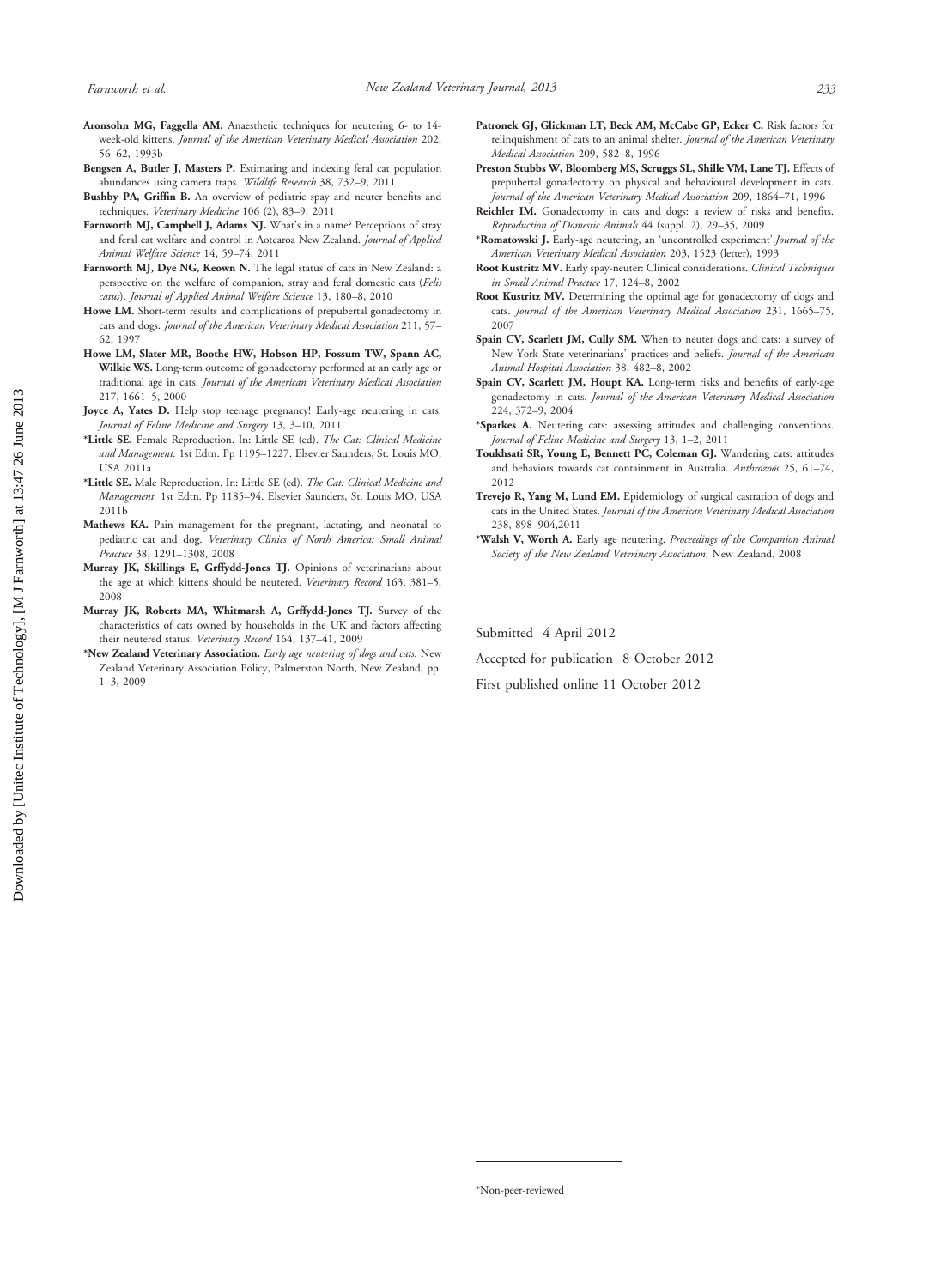**Aronsohn MG, Faggella AM.** Anaesthetic techniques for neutering 6- to 14-week-old kittens. *Journal of the American Veterinary Medical Association* 202, 56–62, 1993b

**Bengsen A, Butler J, Masters P.** Estimating and indexing feral cat population abundances using camera traps. *Wildlife Research* 38, 732–9, 2011

**Bushby PA, Griffin B.** An overview of pediatric spay and neuter benefits and techniques. *Veterinary Medicine* 106 (2), 83–9, 2011

**Farnworth MJ, Campbell J, Adams NJ.** What's in a name? Perceptions of stray and feral cat welfare and control in Aotearoa New Zealand. *Journal of Applied Animal Welfare Science* 14, 59–74, 2011

**Farnworth MJ, Dye NG, Keown N.** The legal status of cats in New Zealand: a perspective on the welfare of companion, stray and feral domestic cats (*Felis catus*). *Journal of Applied Animal Welfare Science* 13, 180–8, 2010

**Howe LM.** Short-term results and complications of prepubertal gonadectomy in cats and dogs. *Journal of the American Veterinary Medical Association* 211, 57–62, 1997

**Howe LM, Slater MR, Boothe HW, Hobson HP, Fossum TW, Spann AC, Wilkie WS.** Long-term outcome of gonadectomy performed at an early age or traditional age in cats. *Journal of the American Veterinary Medical Association* 217, 1661–5, 2000

**Joyce A, Yates D.** Help stop teenage pregnancy! Early-age neutering in cats. *Journal of Feline Medicine and Surgery* 13, 3–10, 2011

***Little SE.** Female Reproduction. In: Little SE (ed). *The Cat: Clinical Medicine and Management.* 1st Edtn. Pp 1195–1227. Elsevier Saunders, St. Louis MO, USA 2011a

***Little SE.** Male Reproduction. In: Little SE (ed). *The Cat: Clinical Medicine and Management.* 1st Edtn. Pp 1185–94. Elsevier Saunders, St. Louis MO, USA 2011b

**Mathews KA.** Pain management for the pregnant, lactating, and neonatal to pediatric cat and dog. *Veterinary Clinics of North America: Small Animal Practice* 38, 1291–1308, 2008

**Murray JK, Skillings E, Grffydd-Jones TJ.** Opinions of veterinarians about the age at which kittens should be neutered. *Veterinary Record* 163, 381–5, 2008

**Murray JK, Roberts MA, Whitmarsh A, Grffydd-Jones TJ.** Survey of the characteristics of cats owned by households in the UK and factors affecting their neutered status. *Veterinary Record* 164, 137–41, 2009

***New Zealand Veterinary Association.** *Early age neutering of dogs and cats.* New Zealand Veterinary Association Policy, Palmerston North, New Zealand, pp. 1–3, 2009

**Patronek GJ, Glickman LT, Beck AM, McCabe GP, Ecker C.** Risk factors for relinquishment of cats to an animal shelter. *Journal of the American Veterinary Medical Association* 209, 582–8, 1996

**Preston Stubbs W, Bloomberg MS, Scruggs SL, Shille VM, Lane TJ.** Effects of prepubertal gonadectomy on physical and behavioural development in cats. *Journal of the American Veterinary Medical Association* 209, 1864–71, 1996

**Reichler IM.** Gonadectomy in cats and dogs: a review of risks and benefits. *Reproduction of Domestic Animals* 44 (suppl. 2), 29–35, 2009

***Romatowski J.** Early-age neutering, an 'uncontrolled experiment'.*Journal of the American Veterinary Medical Association* 203, 1523 (letter), 1993

**Root Kustritz MV.** Early spay-neuter: Clinical considerations. *Clinical Techniques in Small Animal Practice* 17, 124–8, 2002

**Root Kustritz MV.** Determining the optimal age for gonadectomy of dogs and cats. *Journal of the American Veterinary Medical Association* 231, 1665–75, 2007

**Spain CV, Scarlett JM, Cully SM.** When to neuter dogs and cats: a survey of New York State veterinarians' practices and beliefs. *Journal of the American Animal Hospital Association* 38, 482–8, 2002

**Spain CV, Scarlett JM, Houpt KA.** Long-term risks and benefits of early-age gonadectomy in cats. *Journal of the American Veterinary Medical Association* 224, 372–9, 2004

***Sparkes A.** Neutering cats: assessing attitudes and challenging conventions. *Journal of Feline Medicine and Surgery* 13, 1–2, 2011

**Toukhsati SR, Young E, Bennett PC, Coleman GJ.** Wandering cats: attitudes and behaviors towards cat containment in Australia. *Anthrozoös* 25, 61–74, 2012

**Trevejo R, Yang M, Lund EM.** Epidemiology of surgical castration of dogs and cats in the United States. *Journal of the American Veterinary Medical Association* 238, 898–904,2011

***Walsh V, Worth A.** Early age neutering. *Proceedings of the Companion Animal Society of the New Zealand Veterinary Association*, New Zealand, 2008

Submitted 4 April 2012

Accepted for publication 8 October 2012

First published online 11 October 2012

*Non-peer-reviewed